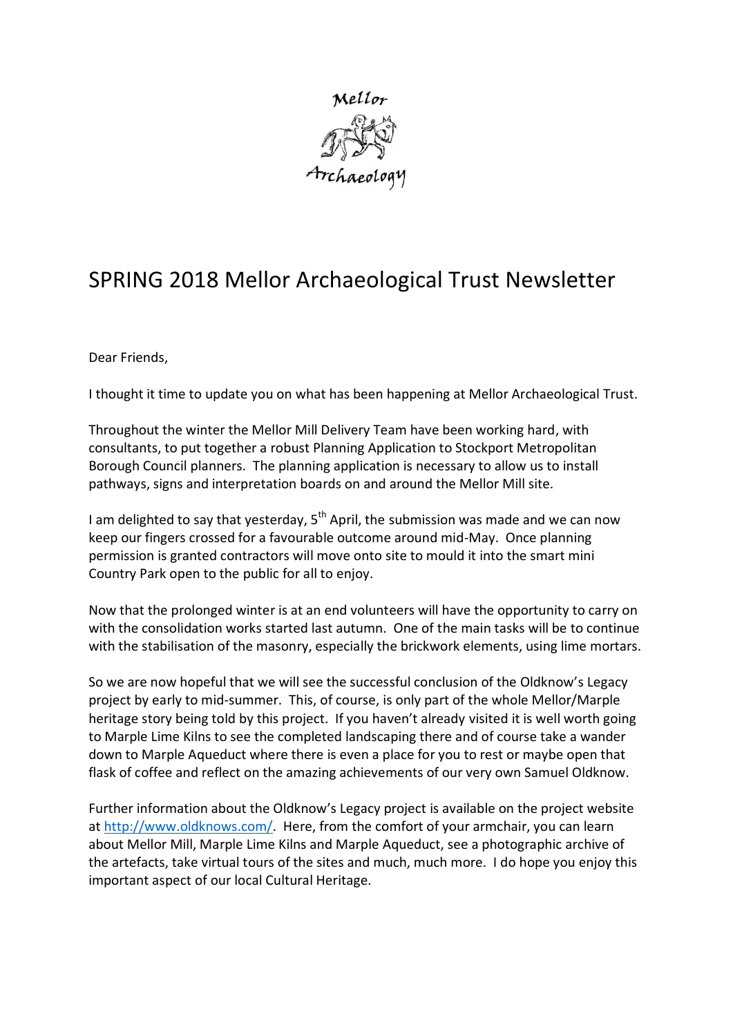Mellor Archaeology

# SPRING 2018 Mellor Archaeological Trust Newsletter

Dear Friends,

I thought it time to update you on what has been happening at Mellor Archaeological Trust.

Throughout the winter the Mellor Mill Delivery Team have been working hard, with consultants, to put together a robust Planning Application to Stockport Metropolitan Borough Council planners. The planning application is necessary to allow us to install pathways, signs and interpretation boards on and around the Mellor Mill site.

I am delighted to say that yesterday, 5th April, the submission was made and we can now keep our fingers crossed for a favourable outcome around mid-May. Once planning permission is granted contractors will move onto site to mould it into the smart mini Country Park open to the public for all to enjoy.

Now that the prolonged winter is at an end volunteers will have the opportunity to carry on with the consolidation works started last autumn. One of the main tasks will be to continue with the stabilisation of the masonry, especially the brickwork elements, using lime mortars.

So we are now hopeful that we will see the successful conclusion of the Oldknow's Legacy project by early to mid-summer. This, of course, is only part of the whole Mellor/Marple heritage story being told by this project. If you haven't already visited it is well worth going to Marple Lime Kilns to see the completed landscaping there and of course take a wander down to Marple Aqueduct where there is even a place for you to rest or maybe open that flask of coffee and reflect on the amazing achievements of our very own Samuel Oldknow.

Further information about the Oldknow's Legacy project is available on the project website at [http://www.oldknows.com/](http://www.oldknows.com/). Here, from the comfort of your armchair, you can learn about Mellor Mill, Marple Lime Kilns and Marple Aqueduct, see a photographic archive of the artefacts, take virtual tours of the sites and much, much more. I do hope you enjoy this important aspect of our local Cultural Heritage.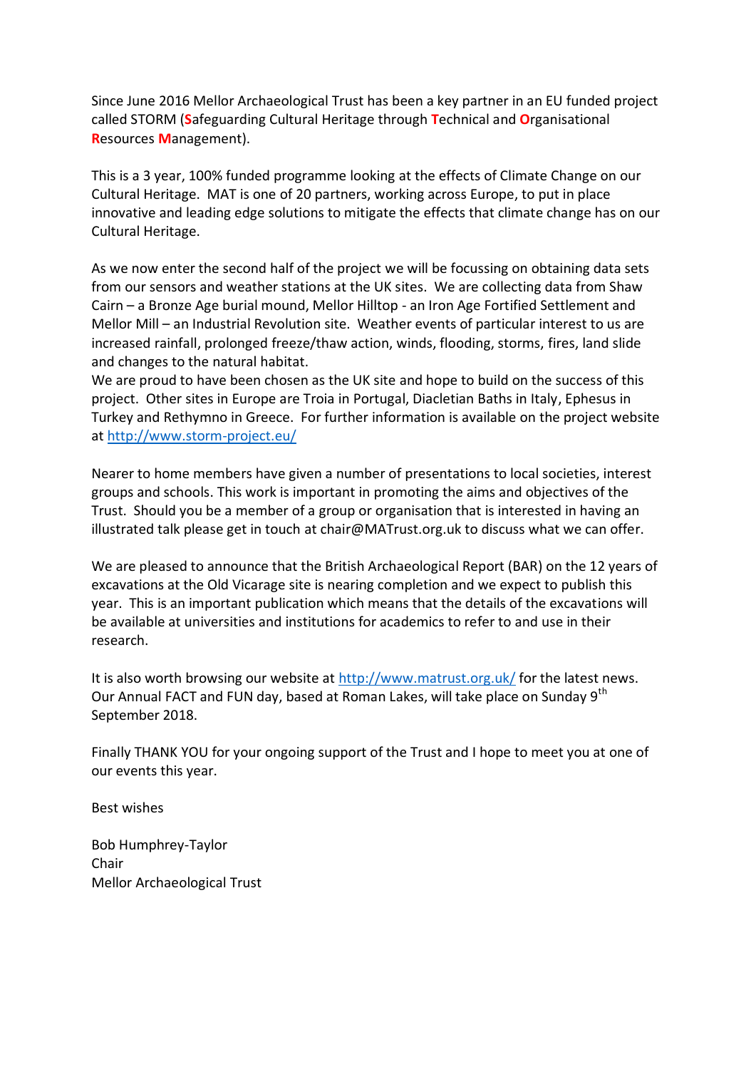Since June 2016 Mellor Archaeological Trust has been a key partner in an EU funded project called STORM (**S**afeguarding Cultural Heritage through **T**echnical and **O**rganisational **R**esources **M**anagement).

This is a 3 year, 100% funded programme looking at the effects of Climate Change on our Cultural Heritage. MAT is one of 20 partners, working across Europe, to put in place innovative and leading edge solutions to mitigate the effects that climate change has on our Cultural Heritage.

As we now enter the second half of the project we will be focussing on obtaining data sets from our sensors and weather stations at the UK sites. We are collecting data from Shaw Cairn – a Bronze Age burial mound, Mellor Hilltop - an Iron Age Fortified Settlement and Mellor Mill – an Industrial Revolution site. Weather events of particular interest to us are increased rainfall, prolonged freeze/thaw action, winds, flooding, storms, fires, land slide and changes to the natural habitat.
We are proud to have been chosen as the UK site and hope to build on the success of this project. Other sites in Europe are Troia in Portugal, Diacletian Baths in Italy, Ephesus in Turkey and Rethymno in Greece. For further information is available on the project website at http://www.storm-project.eu/

Nearer to home members have given a number of presentations to local societies, interest groups and schools. This work is important in promoting the aims and objectives of the Trust. Should you be a member of a group or organisation that is interested in having an illustrated talk please get in touch at chair@MATrust.org.uk to discuss what we can offer.

We are pleased to announce that the British Archaeological Report (BAR) on the 12 years of excavations at the Old Vicarage site is nearing completion and we expect to publish this year. This is an important publication which means that the details of the excavations will be available at universities and institutions for academics to refer to and use in their research.

It is also worth browsing our website at http://www.matrust.org.uk/ for the latest news. Our Annual FACT and FUN day, based at Roman Lakes, will take place on Sunday 9th September 2018.

Finally THANK YOU for your ongoing support of the Trust and I hope to meet you at one of our events this year.

Best wishes

Bob Humphrey-Taylor
Chair
Mellor Archaeological Trust